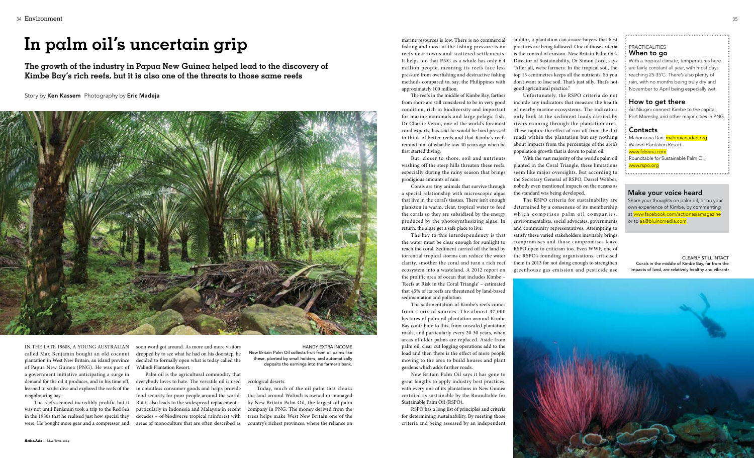# In palm oil's uncertain grip

**The growth of the industry in Papua New Guinea helped lead to the discovery of Kimbe Bay's rich reefs, but it is also one of the threats to those same reefs**

Story by **Ken Kassem** Photography by **Eric Madeja**

IN THE LATE 1960S, A YOUNG AUSTRALIAN called Max Benjamin bought an old coconut plantation in West New Britain, an island province of Papua New Guinea (PNG). He was part of a government initiative anticipating a surge in demand for the oil it produces, and in his time off, learned to scuba dive and explored the reefs of the neighbouring bay.

The reefs seemed incredibly prolific but it was not until Benjamin took a trip to the Red Sea in the 1980s that he realised just how special they were. He bought more gear and a compressor and soon word got around. As more and more visitors dropped by to see what he had on his doorstep, he decided to formally open what is today called the Walindi Plantation Resort.

Palm oil is the agricultural commodity that everybody loves to hate. The versatile oil is used in countless consumer goods and helps provide food security for poor people around the world. But it also leads to the widespread replacement – particularly in Indonesia and Malaysia in recent decades – of biodiverse tropical rainforest with areas of monoculture that are often described as ecological deserts.

HANDY EXTRA INCOME
New Britain Palm Oil collects fruit from oil palms like these, planted by small holders, and automatically deposits the earnings into the farmer's bank.

Today, much of the oil palm that cloaks the land around Walindi is owned or managed by New Britain Palm Oil, the largest oil palm company in PNG. The money derived from the trees helps make West New Britain one of the country's richest provinces, where the reliance on marine resources is low. There is no commercial fishing and most of the fishing pressure is on reefs near towns and scattered settlements. It helps too that PNG as a whole has only 6.4 million people, meaning its reefs face less pressure from overfishing and destructive fishing methods compared to, say, the Philippines with approximately 100 million.

The reefs in the middle of Kimbe Bay, farther from shore are still considered to be in very good condition, rich in biodiversity and important for marine mammals and large pelagic fish. Dr Charlie Veron, one of the world's foremost coral experts, has said he would be hard pressed to think of better reefs and that Kimbe's reefs remind him of what he saw 40 years ago when he first started diving.

But, closer to shore, soil and nutrients washing off the steep hills threaten these reefs, especially during the rainy season that brings prodigious amounts of rain.

Corals are tiny animals that survive through a special relationship with microscopic algae that live in the coral's tissues. There isn't enough plankton in warm, clear, tropical water to feed the corals so they are subsidised by the energy produced by the photosynthesizing algae. In return, the algae get a safe place to live.

The key to this interdependency is that the water must be clear enough for sunlight to reach the coral. Sediment carried off the land by torrential tropical storms can reduce the water clarity, smother the coral and turn a rich reef ecosystem into a wasteland. A 2012 report on the prolific area of ocean that includes Kimbe – 'Reefs at Risk in the Coral Triangle' – estimated that 45% of its reefs are threatened by land-based sedimentation and pollution.

The sedimentation of Kimbe's reefs comes from a mix of sources. The almost 37,000 hectares of palm oil plantation around Kimbe Bay contribute to this, from unsealed plantation roads, and particularly every 20-30 years, when areas of older palms are replaced. Aside from palm oil, clear cut logging operations add to the load and then there is the effect of more people moving to the area to build houses and plant gardens which adds further roads.

New Britain Palm Oil says it has gone to great lengths to apply industry best practices, with every one of its plantations in New Guinea certified as sustainable by the Roundtable for Sustainable Palm Oil (RSPO).

RSPO has a long list of principles and criteria for determining sustainability. By meeting those criteria and being assessed by an independent auditor, a plantation can assure buyers that best practices are being followed. One of those criteria is the control of erosion. New Britain Palm Oil's Director of Sustainability, Dr Simon Lord, says "After all, we're farmers. In the tropical soil, the top 15 centimetres keeps all the nutrients. So you don't want to lose soil. That's just silly. That's not good agricultural practice."

Unfortunately, the RSPO criteria do not include any indicators that measure the health of nearby marine ecosystems. The indicators only look at the sediment loads carried by rivers running through the plantation area. These capture the effect of run-off from the dirt roads within the plantation but say nothing about impacts from the percentage of the area's population growth that is down to palm oil.

With the vast majority of the world's palm oil planted in the Coral Triangle, these limitations seem like major oversights. But according to the Secretary General of RSPO, Darrel Webber, nobody even mentioned impacts on the oceans as the standard was being developed.

The RSPO criteria for sustainability are determined by a consensus of its membership which comprises palm oil companies, environmentalists, social advocates, governments and community representatives. Attempting to satisfy these varied stakeholders inevitably brings compromises and those compromises leave RSPO open to criticism too. Even WWF, one of the RSPO's founding organisations, criticised them in 2013 for not doing enough to strengthen greenhouse gas emission and pesticide use

PRACTICALITIES

## When to go

With a tropical climate, temperatures here are fairly constant all year, with most days reaching 25-35°C. There's also plenty of rain, with no months being truly dry and November to April being especially wet.

## How to get there

Air Niugini connect Kimbe to the capital, Port Moresby, and other major cities in PNG.

## Contacts

Mahonia na Dari: mahonianadari.org
Walindi Plantation Resort: www.febrina.com
Roundtable for Sustainable Palm Oil: www.rspo.org

## Make your voice heard

Share your thoughts on palm oil, or on your own experience of Kimbe, by commenting at www.facebook.com/actionasiamagazine or to aa@bluincmedia.com

CLEARLY STILL INTACT
Corals in the middle of Kimbe Bay, far from the impacts of land, are relatively healthy and vibrant.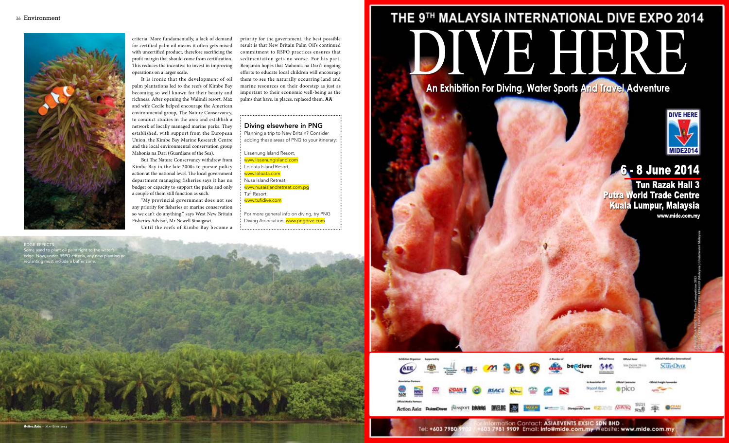criteria. More fundamentally, a lack of demand for certified palm oil means it often gets mixed with uncertified product, therefore sacrificing the profit margin that should come from certification. This reduces the incentive to invest in improving operations on a larger scale.

It is ironic that the development of oil palm plantations led to the reefs of Kimbe Bay becoming so well known for their beauty and richness. After opening the Walindi resort, Max and wife Cecile helped encourage the American environmental group, The Nature Conservancy, to conduct studies in the area and establish a network of locally managed marine parks. They established, with support from the European Union, the Kimbe Bay Marine Research Centre and the local environmental conservation group Mahonia na Dari (Guardians of the Sea).

But The Nature Conservancy withdrew from Kimbe Bay in the late 2000s to pursue policy action at the national level. The local government department managing fisheries says it has no budget or capacity to support the parks and only a couple of them still function as such.

"My provincial government does not see any priority for fisheries or marine conservation so we can't do anything," says West New Britain Fisheries Advisor, Mr Newell Sinaigawi.

Until the reefs of Kimbe Bay become a priority for the government, the best possible result is that New Britain Palm Oil's continued commitment to RSPO practices ensures that sedimentation gets no worse. For his part, Benjamin hopes that Mahonia na Dari's ongoing efforts to educate local children will encourage them to see the naturally occurring land and marine resources on their doorstep as just as important to their economic well-being as the palms that have, in places, replaced them. **AA**

### Diving elsewhere in PNG

Planning a trip to New Britain? Consider adding these areas of PNG to your itinerary:

Lissenung Island Resort, www.lissenungisland.com
Loloata Island Resort, www.loloata.com
Nusa Island Retreat, www.nusaislandretreat.com.pg
Tufi Resort, www.tufidive.com

For more general info on diving, try PNG Diving Association, www.pngdive.com

EDGE EFFECTS
Some used to plant oil palm right to the water's edge. Now, under RSPO criteria, any new planting or replanting must include a buffer zone.